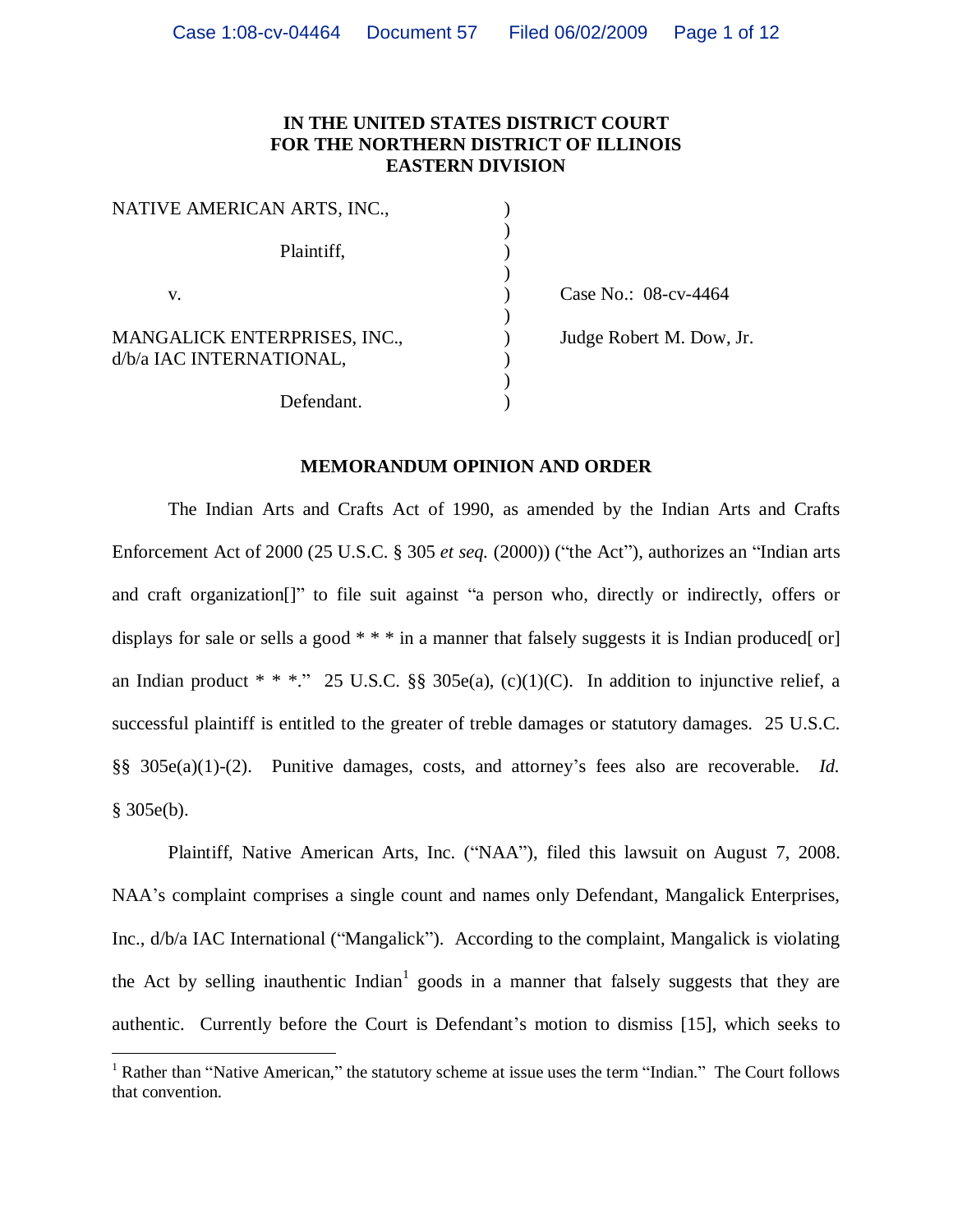**IN THE UNITED STATES DISTRICT COURT**
**FOR THE NORTHERN DISTRICT OF ILLINOIS**
**EASTERN DIVISION**

NATIVE AMERICAN ARTS, INC.,

Plaintiff,

v.

MANGALICK ENTERPRISES, INC., d/b/a IAC INTERNATIONAL,

Defendant.

Case No.: 08-cv-4464

Judge Robert M. Dow, Jr.

**MEMORANDUM OPINION AND ORDER**

The Indian Arts and Crafts Act of 1990, as amended by the Indian Arts and Crafts Enforcement Act of 2000 (25 U.S.C. § 305 *et seq.* (2000)) ("the Act"), authorizes an "Indian arts and craft organization[]" to file suit against "a person who, directly or indirectly, offers or displays for sale or sells a good * * * in a manner that falsely suggests it is Indian produced[ or] an Indian product * * *." 25 U.S.C. §§ 305e(a), (c)(1)(C). In addition to injunctive relief, a successful plaintiff is entitled to the greater of treble damages or statutory damages. 25 U.S.C. §§ 305e(a)(1)-(2). Punitive damages, costs, and attorney's fees also are recoverable. *Id.* § 305e(b).

Plaintiff, Native American Arts, Inc. ("NAA"), filed this lawsuit on August 7, 2008. NAA's complaint comprises a single count and names only Defendant, Mangalick Enterprises, Inc., d/b/a IAC International ("Mangalick"). According to the complaint, Mangalick is violating the Act by selling inauthentic Indian[1] goods in a manner that falsely suggests that they are authentic. Currently before the Court is Defendant's motion to dismiss [15], which seeks to

[1] Rather than "Native American," the statutory scheme at issue uses the term "Indian." The Court follows that convention.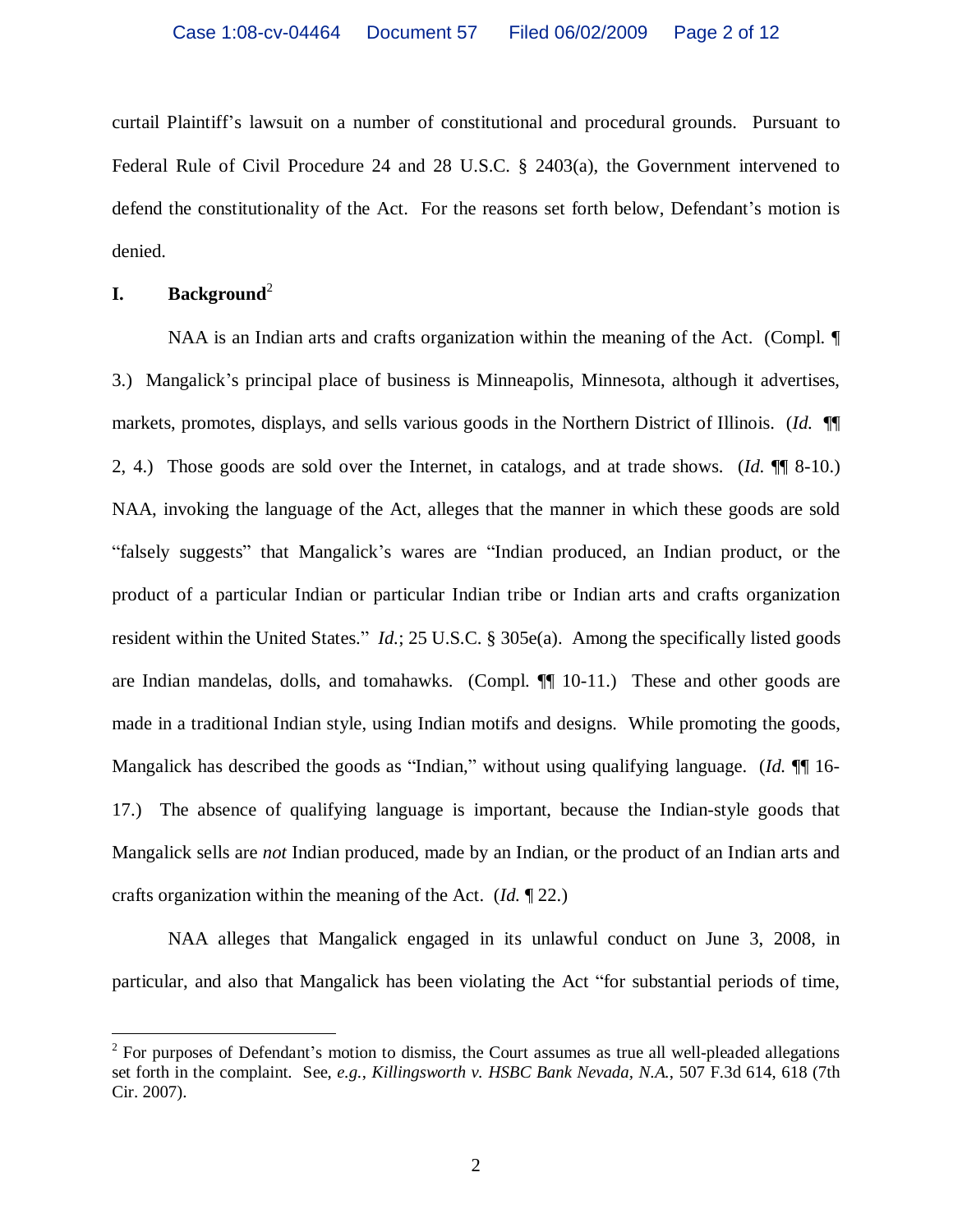curtail Plaintiff's lawsuit on a number of constitutional and procedural grounds. Pursuant to Federal Rule of Civil Procedure 24 and 28 U.S.C. § 2403(a), the Government intervened to defend the constitutionality of the Act. For the reasons set forth below, Defendant's motion is denied.

## I. Background[2]

NAA is an Indian arts and crafts organization within the meaning of the Act. (Compl. ¶ 3.) Mangalick's principal place of business is Minneapolis, Minnesota, although it advertises, markets, promotes, displays, and sells various goods in the Northern District of Illinois. (*Id.* ¶¶ 2, 4.) Those goods are sold over the Internet, in catalogs, and at trade shows. (*Id.* ¶¶ 8-10.) NAA, invoking the language of the Act, alleges that the manner in which these goods are sold "falsely suggests" that Mangalick's wares are "Indian produced, an Indian product, or the product of a particular Indian or particular Indian tribe or Indian arts and crafts organization resident within the United States." *Id.*; 25 U.S.C. § 305e(a). Among the specifically listed goods are Indian mandelas, dolls, and tomahawks. (Compl. ¶¶ 10-11.) These and other goods are made in a traditional Indian style, using Indian motifs and designs. While promoting the goods, Mangalick has described the goods as "Indian," without using qualifying language. (*Id.* ¶¶ 16-17.) The absence of qualifying language is important, because the Indian-style goods that Mangalick sells are *not* Indian produced, made by an Indian, or the product of an Indian arts and crafts organization within the meaning of the Act. (*Id.* ¶ 22.)

NAA alleges that Mangalick engaged in its unlawful conduct on June 3, 2008, in particular, and also that Mangalick has been violating the Act "for substantial periods of time,

[2] For purposes of Defendant's motion to dismiss, the Court assumes as true all well-pleaded allegations set forth in the complaint. See, *e.g.*, *Killingsworth v. HSBC Bank Nevada, N.A.*, 507 F.3d 614, 618 (7th Cir. 2007).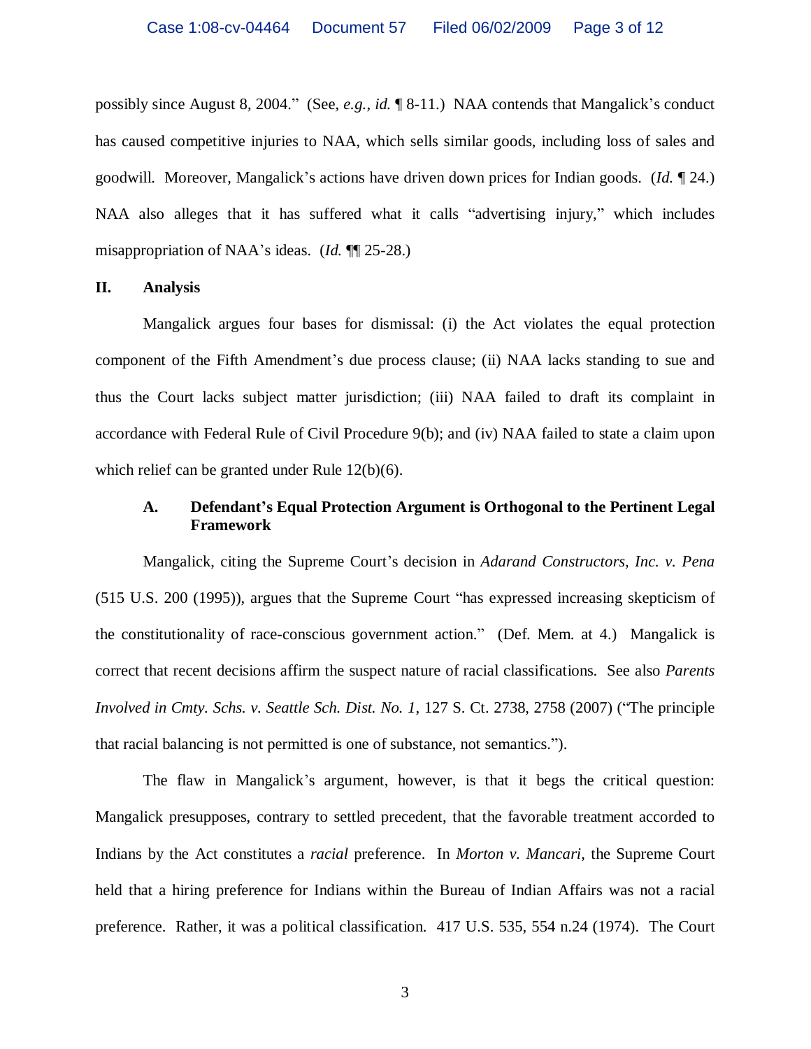possibly since August 8, 2004." (See, *e.g.*, *id.* ¶ 8-11.) NAA contends that Mangalick's conduct has caused competitive injuries to NAA, which sells similar goods, including loss of sales and goodwill. Moreover, Mangalick's actions have driven down prices for Indian goods. (*Id.* ¶ 24.) NAA also alleges that it has suffered what it calls "advertising injury," which includes misappropriation of NAA's ideas. (*Id.* ¶¶ 25-28.)

## II. Analysis

Mangalick argues four bases for dismissal: (i) the Act violates the equal protection component of the Fifth Amendment's due process clause; (ii) NAA lacks standing to sue and thus the Court lacks subject matter jurisdiction; (iii) NAA failed to draft its complaint in accordance with Federal Rule of Civil Procedure 9(b); and (iv) NAA failed to state a claim upon which relief can be granted under Rule 12(b)(6).

### A. Defendant's Equal Protection Argument is Orthogonal to the Pertinent Legal Framework

Mangalick, citing the Supreme Court's decision in *Adarand Constructors, Inc. v. Pena* (515 U.S. 200 (1995)), argues that the Supreme Court "has expressed increasing skepticism of the constitutionality of race-conscious government action." (Def. Mem. at 4.) Mangalick is correct that recent decisions affirm the suspect nature of racial classifications. See also *Parents Involved in Cmty. Schs. v. Seattle Sch. Dist. No. 1*, 127 S. Ct. 2738, 2758 (2007) ("The principle that racial balancing is not permitted is one of substance, not semantics.").

The flaw in Mangalick's argument, however, is that it begs the critical question: Mangalick presupposes, contrary to settled precedent, that the favorable treatment accorded to Indians by the Act constitutes a *racial* preference. In *Morton v. Mancari*, the Supreme Court held that a hiring preference for Indians within the Bureau of Indian Affairs was not a racial preference. Rather, it was a political classification. 417 U.S. 535, 554 n.24 (1974). The Court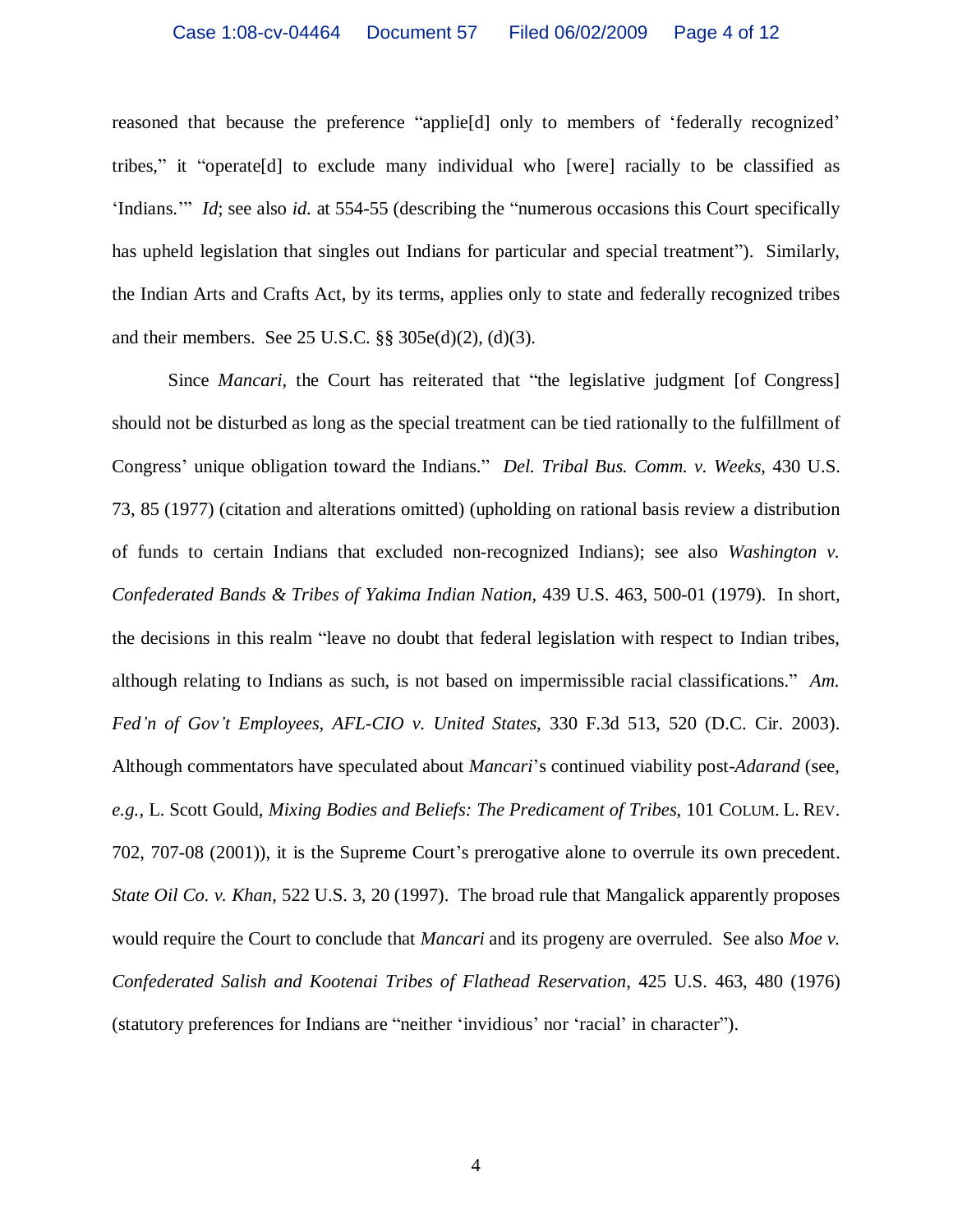reasoned that because the preference "applie[d] only to members of 'federally recognized' tribes," it "operate[d] to exclude many individual who [were] racially to be classified as 'Indians.'" *Id*; see also *id.* at 554-55 (describing the "numerous occasions this Court specifically has upheld legislation that singles out Indians for particular and special treatment"). Similarly, the Indian Arts and Crafts Act, by its terms, applies only to state and federally recognized tribes and their members. See 25 U.S.C. §§ 305e(d)(2), (d)(3).

Since *Mancari*, the Court has reiterated that "the legislative judgment [of Congress] should not be disturbed as long as the special treatment can be tied rationally to the fulfillment of Congress' unique obligation toward the Indians." *Del. Tribal Bus. Comm. v. Weeks*, 430 U.S. 73, 85 (1977) (citation and alterations omitted) (upholding on rational basis review a distribution of funds to certain Indians that excluded non-recognized Indians); see also *Washington v. Confederated Bands & Tribes of Yakima Indian Nation*, 439 U.S. 463, 500-01 (1979). In short, the decisions in this realm "leave no doubt that federal legislation with respect to Indian tribes, although relating to Indians as such, is not based on impermissible racial classifications." *Am. Fed'n of Gov't Employees, AFL-CIO v. United States*, 330 F.3d 513, 520 (D.C. Cir. 2003). Although commentators have speculated about *Mancari*'s continued viability post-*Adarand* (see, *e.g.*, L. Scott Gould, *Mixing Bodies and Beliefs: The Predicament of Tribes*, 101 COLUM. L. REV. 702, 707-08 (2001)), it is the Supreme Court's prerogative alone to overrule its own precedent. *State Oil Co. v. Khan*, 522 U.S. 3, 20 (1997). The broad rule that Mangalick apparently proposes would require the Court to conclude that *Mancari* and its progeny are overruled. See also *Moe v. Confederated Salish and Kootenai Tribes of Flathead Reservation*, 425 U.S. 463, 480 (1976) (statutory preferences for Indians are "neither 'invidious' nor 'racial' in character").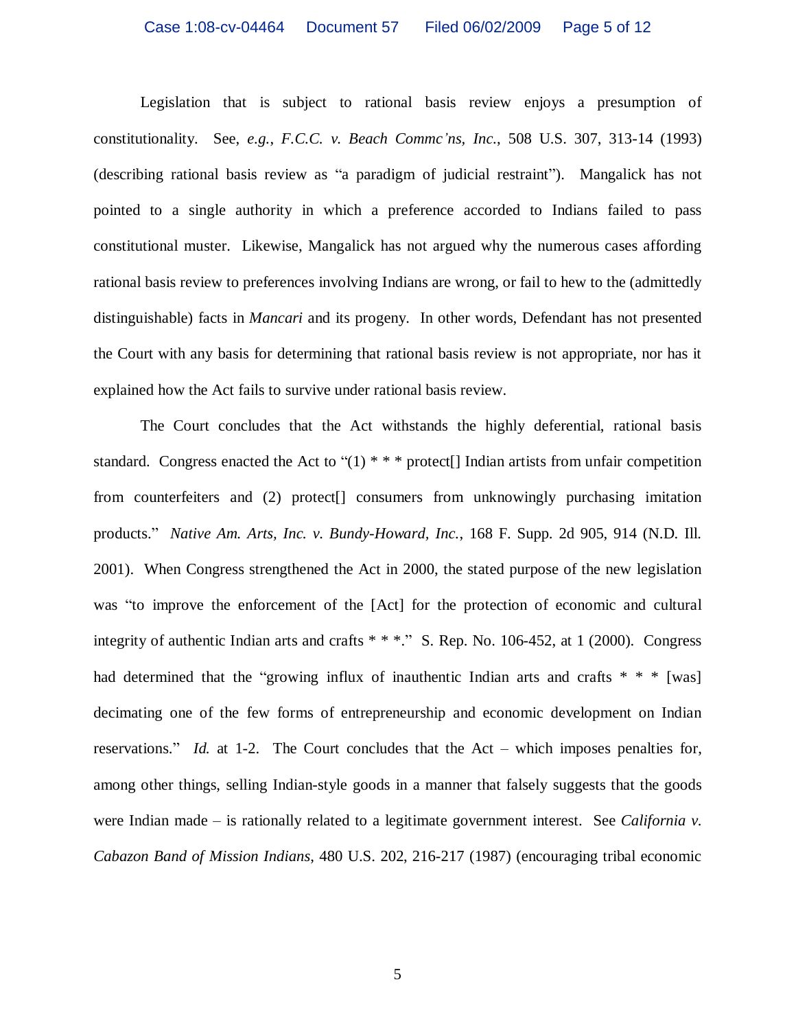Legislation that is subject to rational basis review enjoys a presumption of constitutionality. See, *e.g.*, *F.C.C. v. Beach Commc'ns, Inc.*, 508 U.S. 307, 313-14 (1993) (describing rational basis review as "a paradigm of judicial restraint"). Mangalick has not pointed to a single authority in which a preference accorded to Indians failed to pass constitutional muster. Likewise, Mangalick has not argued why the numerous cases affording rational basis review to preferences involving Indians are wrong, or fail to hew to the (admittedly distinguishable) facts in *Mancari* and its progeny. In other words, Defendant has not presented the Court with any basis for determining that rational basis review is not appropriate, nor has it explained how the Act fails to survive under rational basis review.

The Court concludes that the Act withstands the highly deferential, rational basis standard. Congress enacted the Act to "(1) * * * protect[] Indian artists from unfair competition from counterfeiters and (2) protect[] consumers from unknowingly purchasing imitation products." *Native Am. Arts, Inc. v. Bundy-Howard, Inc.*, 168 F. Supp. 2d 905, 914 (N.D. Ill. 2001). When Congress strengthened the Act in 2000, the stated purpose of the new legislation was "to improve the enforcement of the [Act] for the protection of economic and cultural integrity of authentic Indian arts and crafts * * *." S. Rep. No. 106-452, at 1 (2000). Congress had determined that the "growing influx of inauthentic Indian arts and crafts * * * [was] decimating one of the few forms of entrepreneurship and economic development on Indian reservations." *Id.* at 1-2. The Court concludes that the Act – which imposes penalties for, among other things, selling Indian-style goods in a manner that falsely suggests that the goods were Indian made – is rationally related to a legitimate government interest. See *California v. Cabazon Band of Mission Indians*, 480 U.S. 202, 216-217 (1987) (encouraging tribal economic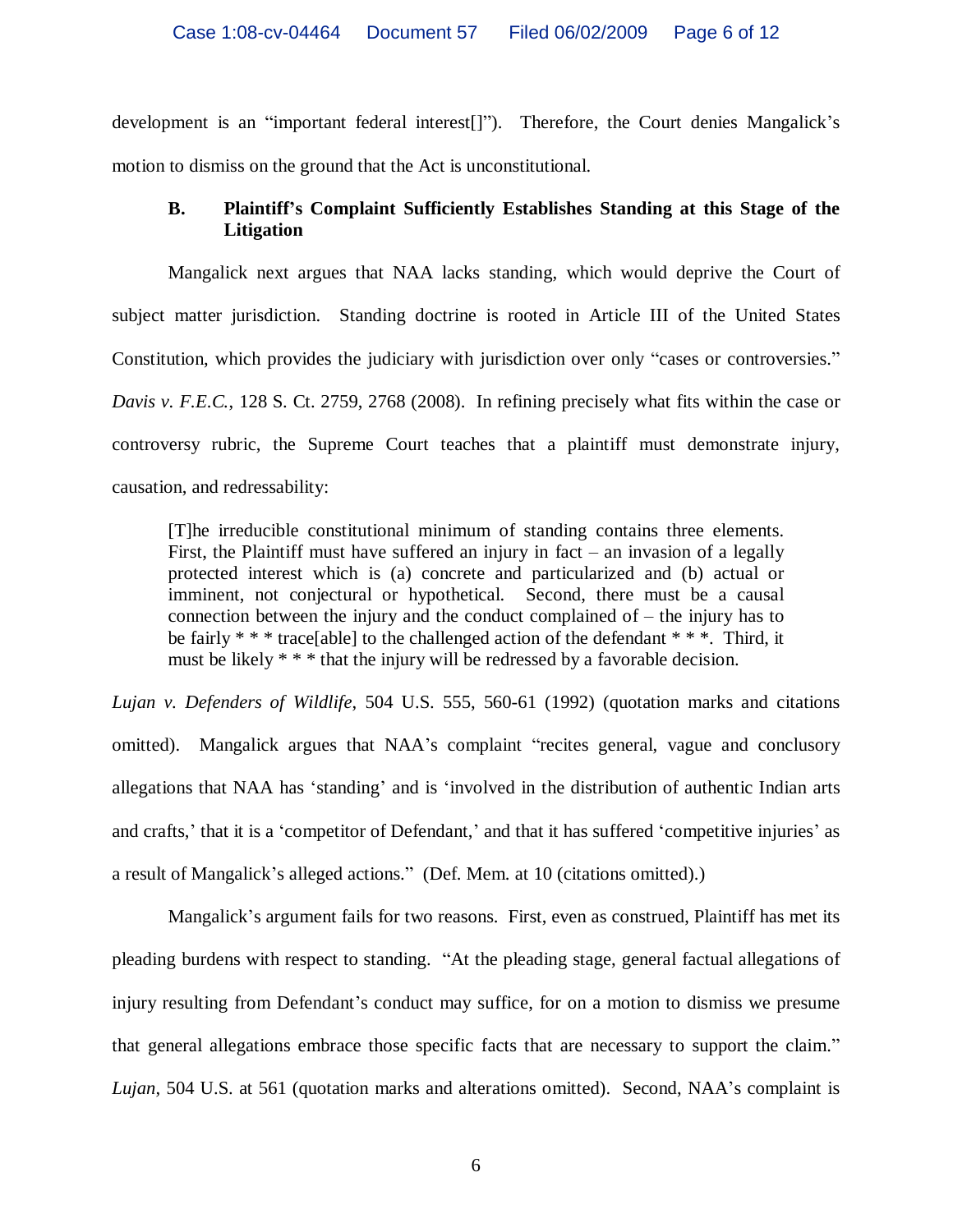development is an "important federal interest[]"). Therefore, the Court denies Mangalick's motion to dismiss on the ground that the Act is unconstitutional.

### B. Plaintiff's Complaint Sufficiently Establishes Standing at this Stage of the Litigation

Mangalick next argues that NAA lacks standing, which would deprive the Court of subject matter jurisdiction. Standing doctrine is rooted in Article III of the United States Constitution, which provides the judiciary with jurisdiction over only "cases or controversies." *Davis v. F.E.C.*, 128 S. Ct. 2759, 2768 (2008). In refining precisely what fits within the case or controversy rubric, the Supreme Court teaches that a plaintiff must demonstrate injury, causation, and redressability:

> [T]he irreducible constitutional minimum of standing contains three elements. First, the Plaintiff must have suffered an injury in fact – an invasion of a legally protected interest which is (a) concrete and particularized and (b) actual or imminent, not conjectural or hypothetical. Second, there must be a causal connection between the injury and the conduct complained of – the injury has to be fairly * * * trace[able] to the challenged action of the defendant * * *. Third, it must be likely * * * that the injury will be redressed by a favorable decision.

*Lujan v. Defenders of Wildlife*, 504 U.S. 555, 560-61 (1992) (quotation marks and citations omitted). Mangalick argues that NAA's complaint "recites general, vague and conclusory allegations that NAA has 'standing' and is 'involved in the distribution of authentic Indian arts and crafts,' that it is a 'competitor of Defendant,' and that it has suffered 'competitive injuries' as a result of Mangalick's alleged actions." (Def. Mem. at 10 (citations omitted).)

Mangalick's argument fails for two reasons. First, even as construed, Plaintiff has met its pleading burdens with respect to standing. "At the pleading stage, general factual allegations of injury resulting from Defendant's conduct may suffice, for on a motion to dismiss we presume that general allegations embrace those specific facts that are necessary to support the claim." *Lujan*, 504 U.S. at 561 (quotation marks and alterations omitted). Second, NAA's complaint is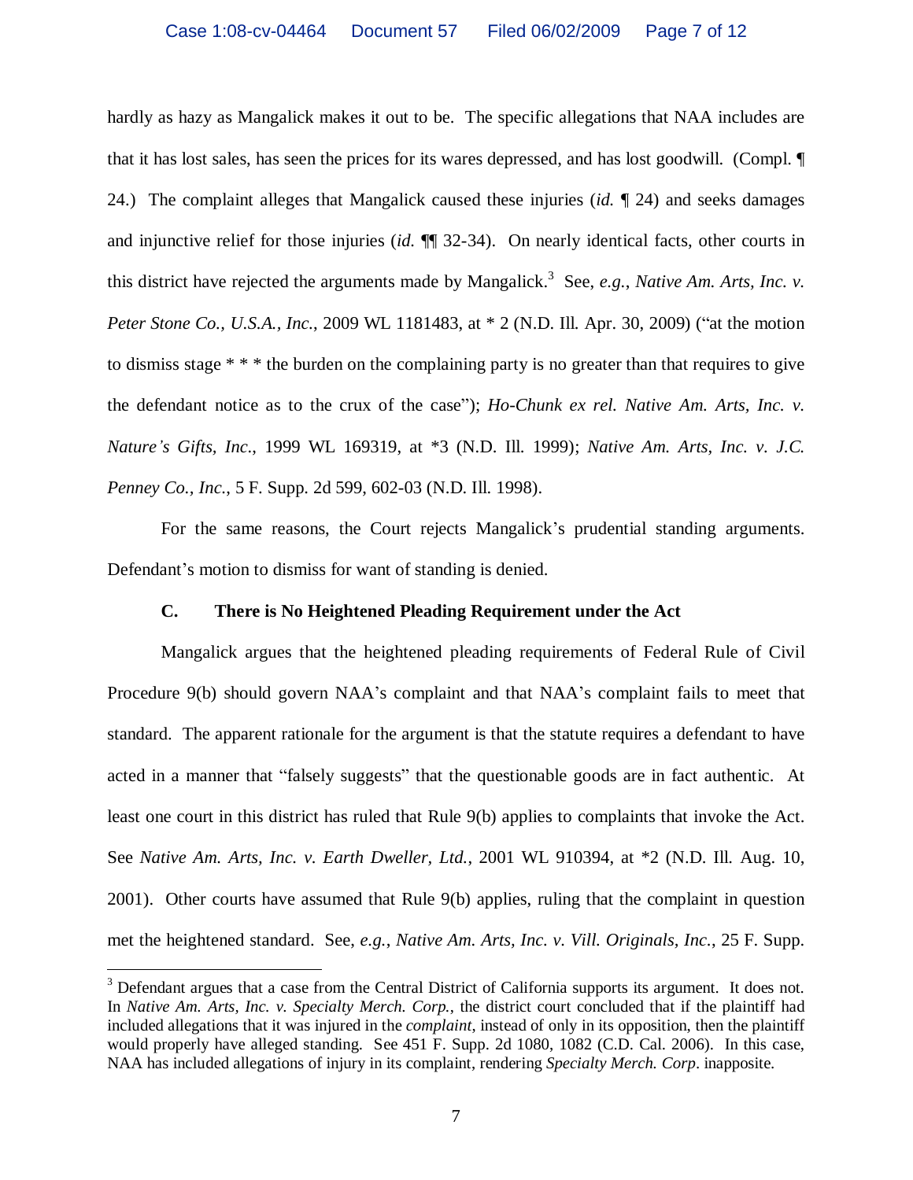hardly as hazy as Mangalick makes it out to be. The specific allegations that NAA includes are that it has lost sales, has seen the prices for its wares depressed, and has lost goodwill. (Compl. ¶ 24.) The complaint alleges that Mangalick caused these injuries (*id.* ¶ 24) and seeks damages and injunctive relief for those injuries (*id.* ¶¶ 32-34). On nearly identical facts, other courts in this district have rejected the arguments made by Mangalick.[3] See, *e.g.*, *Native Am. Arts, Inc. v. Peter Stone Co., U.S.A., Inc.*, 2009 WL 1181483, at * 2 (N.D. Ill. Apr. 30, 2009) ("at the motion to dismiss stage * * * the burden on the complaining party is no greater than that requires to give the defendant notice as to the crux of the case"); *Ho-Chunk ex rel. Native Am. Arts, Inc. v. Nature's Gifts, Inc.*, 1999 WL 169319, at *3 (N.D. Ill. 1999); *Native Am. Arts, Inc. v. J.C. Penney Co., Inc.*, 5 F. Supp. 2d 599, 602-03 (N.D. Ill. 1998).

For the same reasons, the Court rejects Mangalick's prudential standing arguments. Defendant's motion to dismiss for want of standing is denied.

### C. There is No Heightened Pleading Requirement under the Act

Mangalick argues that the heightened pleading requirements of Federal Rule of Civil Procedure 9(b) should govern NAA's complaint and that NAA's complaint fails to meet that standard. The apparent rationale for the argument is that the statute requires a defendant to have acted in a manner that "falsely suggests" that the questionable goods are in fact authentic. At least one court in this district has ruled that Rule 9(b) applies to complaints that invoke the Act. See *Native Am. Arts, Inc. v. Earth Dweller, Ltd.*, 2001 WL 910394, at *2 (N.D. Ill. Aug. 10, 2001). Other courts have assumed that Rule 9(b) applies, ruling that the complaint in question met the heightened standard. See, *e.g.*, *Native Am. Arts, Inc. v. Vill. Originals, Inc.*, 25 F. Supp.

---

[3] Defendant argues that a case from the Central District of California supports its argument. It does not. In *Native Am. Arts, Inc. v. Specialty Merch. Corp.*, the district court concluded that if the plaintiff had included allegations that it was injured in the *complaint*, instead of only in its opposition, then the plaintiff would properly have alleged standing. See 451 F. Supp. 2d 1080, 1082 (C.D. Cal. 2006). In this case, NAA has included allegations of injury in its complaint, rendering *Specialty Merch. Corp*. inapposite.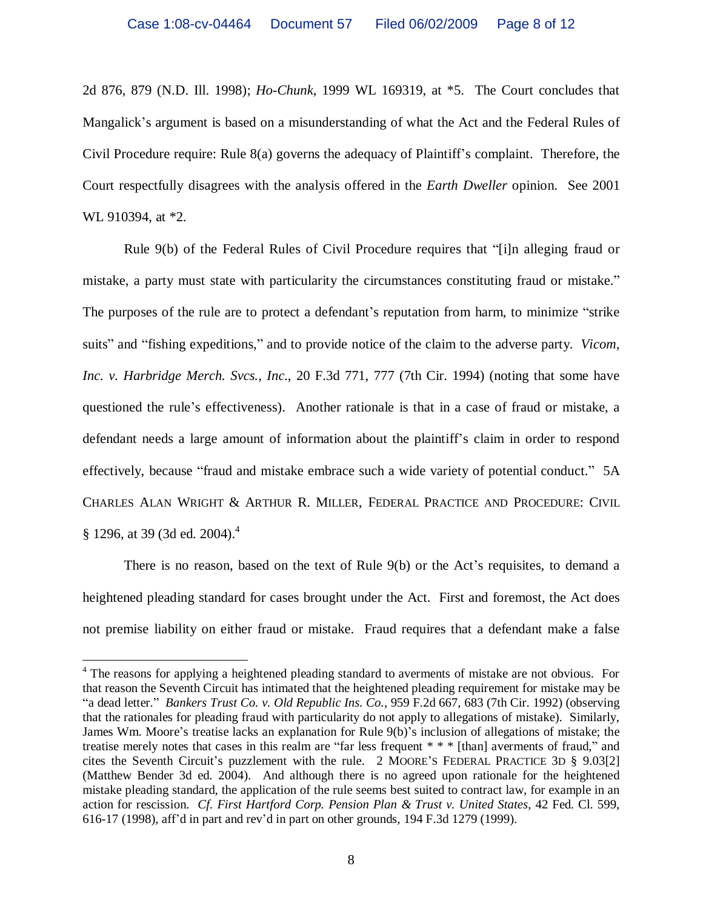2d 876, 879 (N.D. Ill. 1998); *Ho-Chunk*, 1999 WL 169319, at *5. The Court concludes that Mangalick's argument is based on a misunderstanding of what the Act and the Federal Rules of Civil Procedure require: Rule 8(a) governs the adequacy of Plaintiff's complaint. Therefore, the Court respectfully disagrees with the analysis offered in the *Earth Dweller* opinion. See 2001 WL 910394, at *2.

Rule 9(b) of the Federal Rules of Civil Procedure requires that "[i]n alleging fraud or mistake, a party must state with particularity the circumstances constituting fraud or mistake." The purposes of the rule are to protect a defendant's reputation from harm, to minimize "strike suits" and "fishing expeditions," and to provide notice of the claim to the adverse party. *Vicom, Inc. v. Harbridge Merch. Svcs., Inc.*, 20 F.3d 771, 777 (7th Cir. 1994) (noting that some have questioned the rule's effectiveness). Another rationale is that in a case of fraud or mistake, a defendant needs a large amount of information about the plaintiff's claim in order to respond effectively, because "fraud and mistake embrace such a wide variety of potential conduct." 5A CHARLES ALAN WRIGHT & ARTHUR R. MILLER, FEDERAL PRACTICE AND PROCEDURE: CIVIL § 1296, at 39 (3d ed. 2004).[4]

There is no reason, based on the text of Rule 9(b) or the Act's requisites, to demand a heightened pleading standard for cases brought under the Act. First and foremost, the Act does not premise liability on either fraud or mistake. Fraud requires that a defendant make a false

---

[4] The reasons for applying a heightened pleading standard to averments of mistake are not obvious. For that reason the Seventh Circuit has intimated that the heightened pleading requirement for mistake may be "a dead letter." *Bankers Trust Co. v. Old Republic Ins. Co.*, 959 F.2d 667, 683 (7th Cir. 1992) (observing that the rationales for pleading fraud with particularity do not apply to allegations of mistake). Similarly, James Wm. Moore's treatise lacks an explanation for Rule 9(b)'s inclusion of allegations of mistake; the treatise merely notes that cases in this realm are "far less frequent * * * [than] averments of fraud," and cites the Seventh Circuit's puzzlement with the rule. 2 MOORE'S FEDERAL PRACTICE 3D § 9.03[2] (Matthew Bender 3d ed. 2004). And although there is no agreed upon rationale for the heightened mistake pleading standard, the application of the rule seems best suited to contract law, for example in an action for rescission. *Cf. First Hartford Corp. Pension Plan & Trust v. United States*, 42 Fed. Cl. 599, 616-17 (1998), aff'd in part and rev'd in part on other grounds, 194 F.3d 1279 (1999).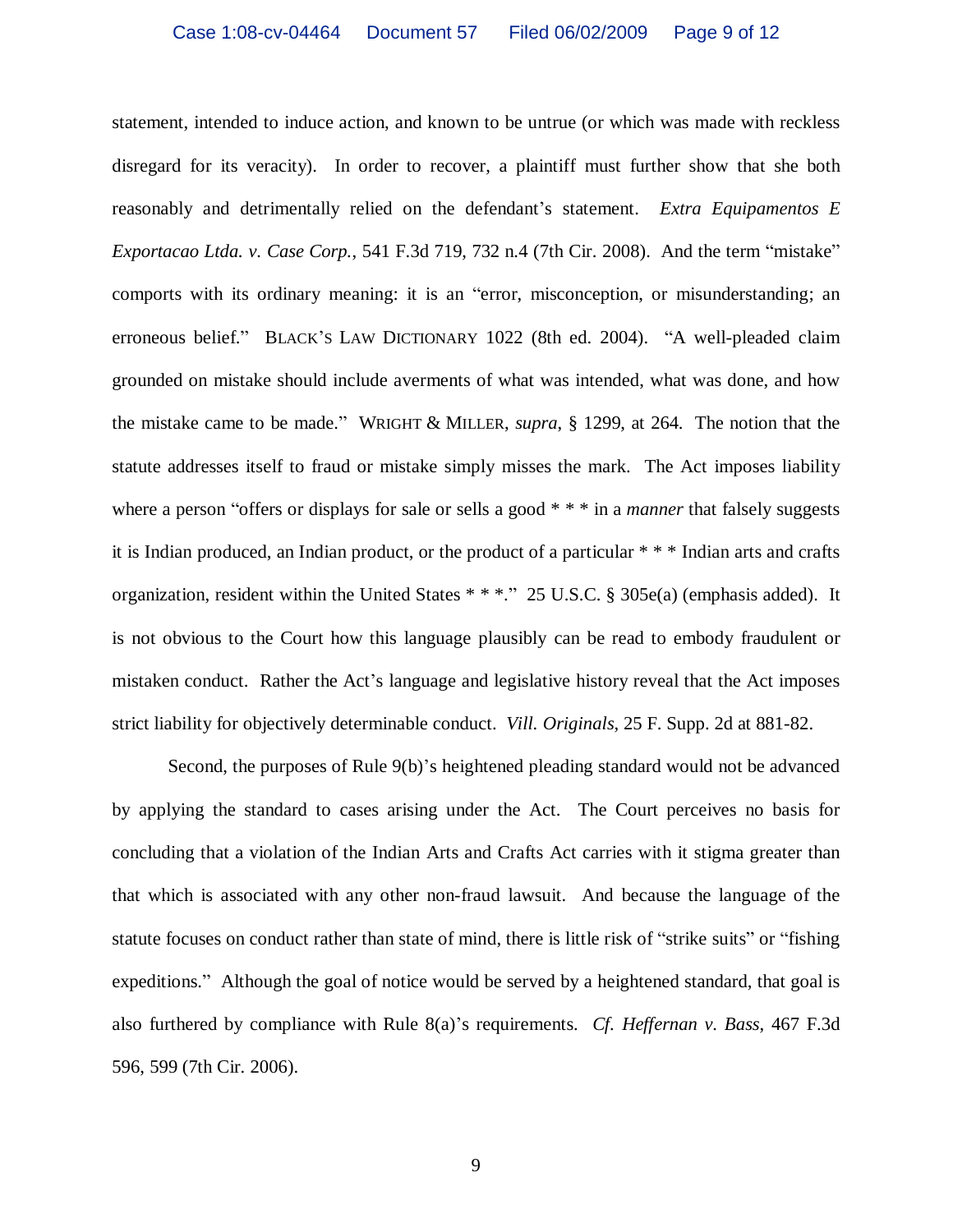statement, intended to induce action, and known to be untrue (or which was made with reckless disregard for its veracity). In order to recover, a plaintiff must further show that she both reasonably and detrimentally relied on the defendant's statement. *Extra Equipamentos E Exportacao Ltda. v. Case Corp.*, 541 F.3d 719, 732 n.4 (7th Cir. 2008). And the term "mistake" comports with its ordinary meaning: it is an "error, misconception, or misunderstanding; an erroneous belief." BLACK'S LAW DICTIONARY 1022 (8th ed. 2004). "A well-pleaded claim grounded on mistake should include averments of what was intended, what was done, and how the mistake came to be made." WRIGHT & MILLER, *supra*, § 1299, at 264. The notion that the statute addresses itself to fraud or mistake simply misses the mark. The Act imposes liability where a person "offers or displays for sale or sells a good * * * in a *manner* that falsely suggests it is Indian produced, an Indian product, or the product of a particular * * * Indian arts and crafts organization, resident within the United States * * *." 25 U.S.C. § 305e(a) (emphasis added). It is not obvious to the Court how this language plausibly can be read to embody fraudulent or mistaken conduct. Rather the Act's language and legislative history reveal that the Act imposes strict liability for objectively determinable conduct. *Vill. Originals*, 25 F. Supp. 2d at 881-82.

Second, the purposes of Rule 9(b)'s heightened pleading standard would not be advanced by applying the standard to cases arising under the Act. The Court perceives no basis for concluding that a violation of the Indian Arts and Crafts Act carries with it stigma greater than that which is associated with any other non-fraud lawsuit. And because the language of the statute focuses on conduct rather than state of mind, there is little risk of "strike suits" or "fishing expeditions." Although the goal of notice would be served by a heightened standard, that goal is also furthered by compliance with Rule 8(a)'s requirements. *Cf. Heffernan v. Bass*, 467 F.3d 596, 599 (7th Cir. 2006).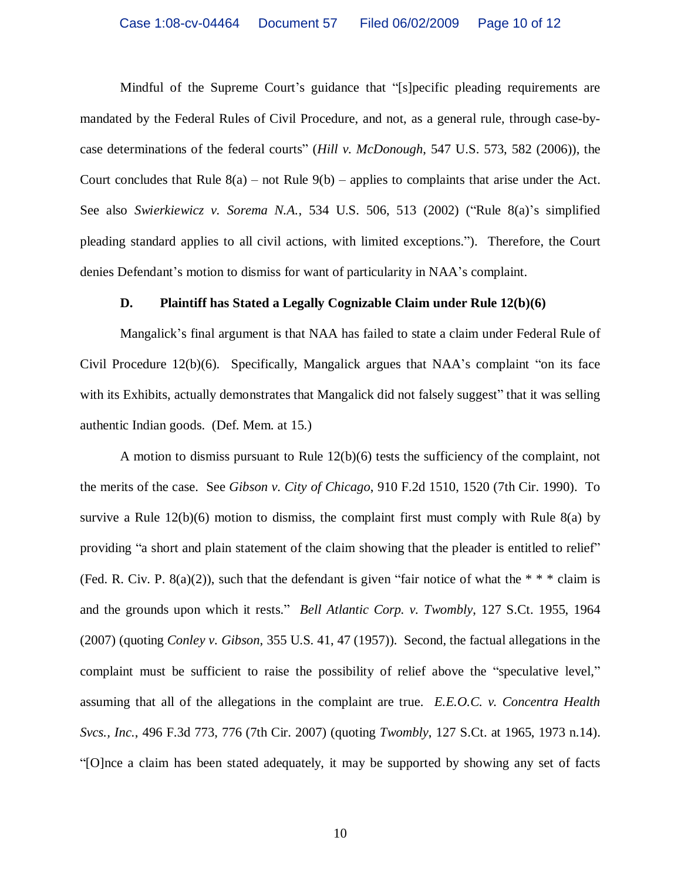Mindful of the Supreme Court's guidance that "[s]pecific pleading requirements are mandated by the Federal Rules of Civil Procedure, and not, as a general rule, through case-by-case determinations of the federal courts" (*Hill v. McDonough*, 547 U.S. 573, 582 (2006)), the Court concludes that Rule 8(a) – not Rule 9(b) – applies to complaints that arise under the Act. See also *Swierkiewicz v. Sorema N.A.*, 534 U.S. 506, 513 (2002) ("Rule 8(a)'s simplified pleading standard applies to all civil actions, with limited exceptions."). Therefore, the Court denies Defendant's motion to dismiss for want of particularity in NAA's complaint.

### D. Plaintiff has Stated a Legally Cognizable Claim under Rule 12(b)(6)

Mangalick's final argument is that NAA has failed to state a claim under Federal Rule of Civil Procedure 12(b)(6). Specifically, Mangalick argues that NAA's complaint "on its face with its Exhibits, actually demonstrates that Mangalick did not falsely suggest" that it was selling authentic Indian goods. (Def. Mem. at 15.)

A motion to dismiss pursuant to Rule 12(b)(6) tests the sufficiency of the complaint, not the merits of the case. See *Gibson v. City of Chicago*, 910 F.2d 1510, 1520 (7th Cir. 1990). To survive a Rule 12(b)(6) motion to dismiss, the complaint first must comply with Rule 8(a) by providing "a short and plain statement of the claim showing that the pleader is entitled to relief" (Fed. R. Civ. P. 8(a)(2)), such that the defendant is given "fair notice of what the * * * claim is and the grounds upon which it rests." *Bell Atlantic Corp. v. Twombly*, 127 S.Ct. 1955, 1964 (2007) (quoting *Conley v. Gibson*, 355 U.S. 41, 47 (1957)). Second, the factual allegations in the complaint must be sufficient to raise the possibility of relief above the "speculative level," assuming that all of the allegations in the complaint are true. *E.E.O.C. v. Concentra Health Svcs., Inc.*, 496 F.3d 773, 776 (7th Cir. 2007) (quoting *Twombly*, 127 S.Ct. at 1965, 1973 n.14). "[O]nce a claim has been stated adequately, it may be supported by showing any set of facts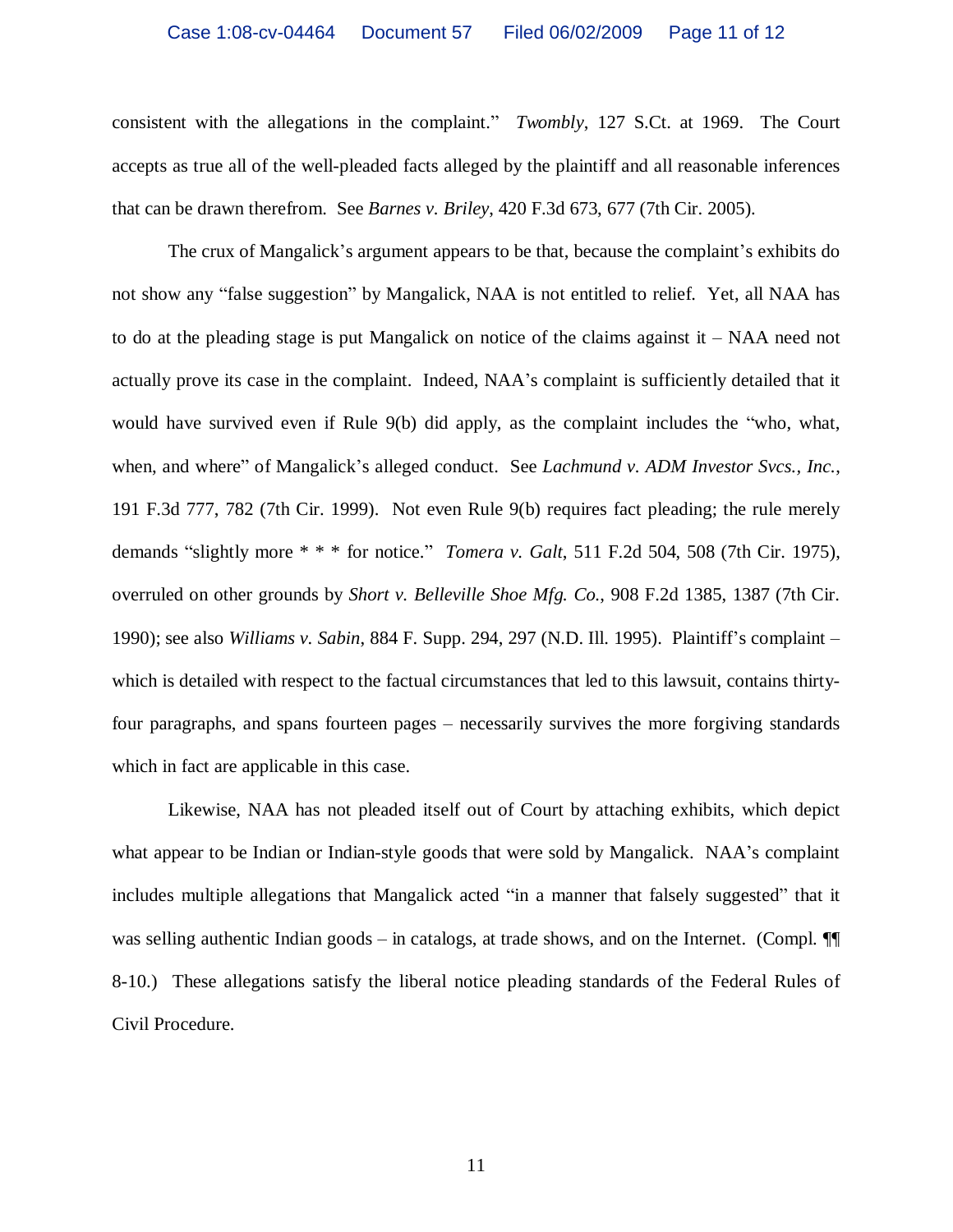consistent with the allegations in the complaint." *Twombly*, 127 S.Ct. at 1969. The Court accepts as true all of the well-pleaded facts alleged by the plaintiff and all reasonable inferences that can be drawn therefrom. See *Barnes v. Briley*, 420 F.3d 673, 677 (7th Cir. 2005).

The crux of Mangalick's argument appears to be that, because the complaint's exhibits do not show any "false suggestion" by Mangalick, NAA is not entitled to relief. Yet, all NAA has to do at the pleading stage is put Mangalick on notice of the claims against it – NAA need not actually prove its case in the complaint. Indeed, NAA's complaint is sufficiently detailed that it would have survived even if Rule 9(b) did apply, as the complaint includes the "who, what, when, and where" of Mangalick's alleged conduct. See *Lachmund v. ADM Investor Svcs., Inc.*, 191 F.3d 777, 782 (7th Cir. 1999). Not even Rule 9(b) requires fact pleading; the rule merely demands "slightly more * * * for notice." *Tomera v. Galt*, 511 F.2d 504, 508 (7th Cir. 1975), overruled on other grounds by *Short v. Belleville Shoe Mfg. Co.*, 908 F.2d 1385, 1387 (7th Cir. 1990); see also *Williams v. Sabin*, 884 F. Supp. 294, 297 (N.D. Ill. 1995). Plaintiff's complaint – which is detailed with respect to the factual circumstances that led to this lawsuit, contains thirty-four paragraphs, and spans fourteen pages – necessarily survives the more forgiving standards which in fact are applicable in this case.

Likewise, NAA has not pleaded itself out of Court by attaching exhibits, which depict what appear to be Indian or Indian-style goods that were sold by Mangalick. NAA's complaint includes multiple allegations that Mangalick acted "in a manner that falsely suggested" that it was selling authentic Indian goods – in catalogs, at trade shows, and on the Internet. (Compl. ¶¶ 8-10.) These allegations satisfy the liberal notice pleading standards of the Federal Rules of Civil Procedure.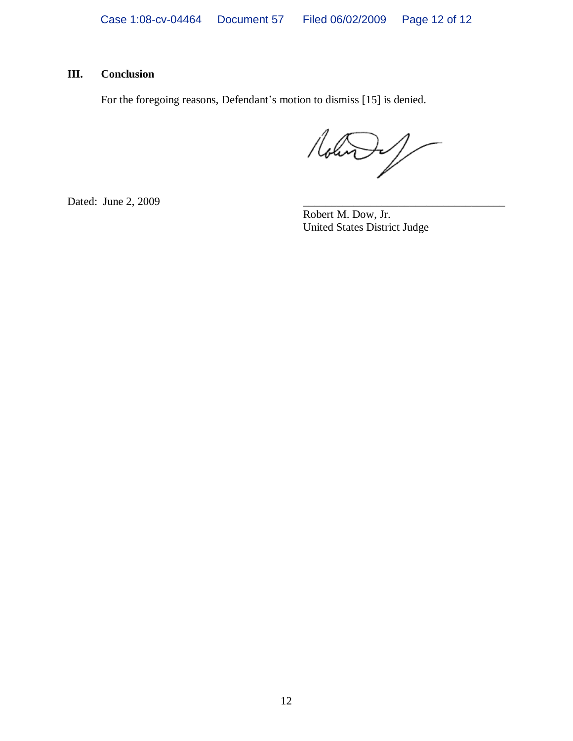## III. Conclusion

For the foregoing reasons, Defendant's motion to dismiss [15] is denied.

Dated: June 2, 2009

\_\_\_\_\_\_\_\_\_\_\_\_\_\_\_\_\_\_\_\_\_\_\_\_\_\_\_\_\_\_\_\_\_\_\_\_

Robert M. Dow, Jr.
United States District Judge